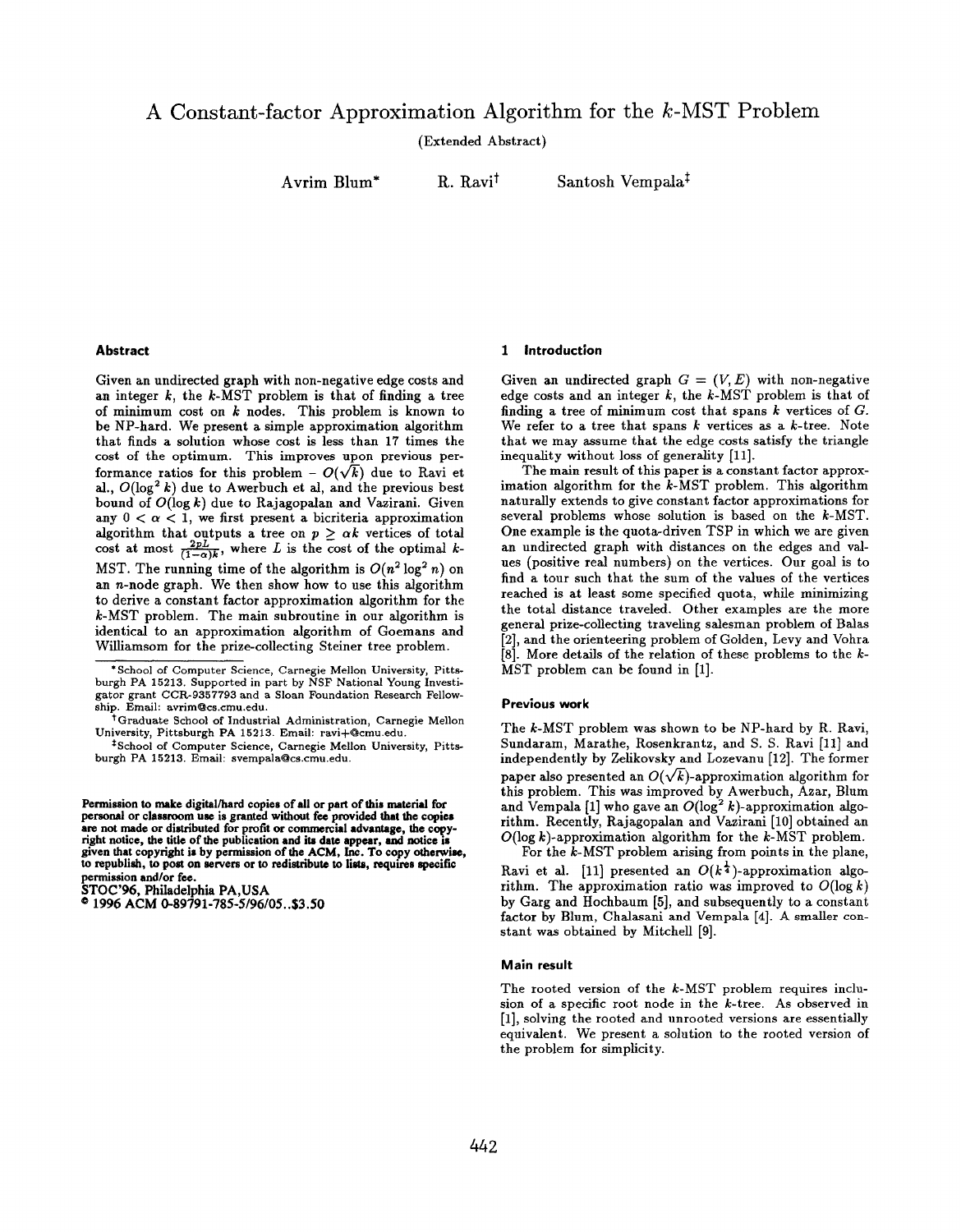# A Constant-factor Approximation Algorithm for the $k$-MST Problem

(Extended Abstract)

Avrim Blum[*] R. Ravi[†] Santosh Vempala[‡]

## Abstract

Given an undirected graph with non-negative edge costs and an integer $k$, the $k$-MST problem is that of finding a tree of minimum cost on $k$ nodes. This problem is known to be NP-hard. We present a simple approximation algorithm that finds a solution whose cost is less than 17 times the cost of the optimum. This improves upon previous performance ratios for this problem – $O(\sqrt{k})$ due to Ravi et al., $O(\log^2 k)$ due to Awerbuch et al, and the previous best bound of $O(\log k)$ due to Rajagopalan and Vazirani. Given any $0 < \alpha < 1$, we first present a bicriteria approximation algorithm that outputs a tree on $p \geq \alpha k$ vertices of total cost at most $\frac{2pL}{(1-\alpha)k}$, where $L$ is the cost of the optimal $k$-MST. The running time of the algorithm is $O(n^2 \log^2 n)$ on an $n$-node graph. We then show how to use this algorithm to derive a constant factor approximation algorithm for the $k$-MST problem. The main subroutine in our algorithm is identical to an approximation algorithm of Goemans and Williamsom for the prize-collecting Steiner tree problem.

[*] School of Computer Science, Carnegie Mellon University, Pittsburgh PA 15213. Supported in part by NSF National Young Investigator grant CCR-9357793 and a Sloan Foundation Research Fellowship. Email: avrim@cs.cmu.edu.

[†] Graduate School of Industrial Administration, Carnegie Mellon University, Pittsburgh PA 15213. Email: ravi+@cmu.edu.

[‡] School of Computer Science, Carnegie Mellon University, Pittsburgh PA 15213. Email: svempala@cs.cmu.edu.

**Permission to make digital/hard copies of all or part of this material for personal or classroom use is granted without fee provided that the copies are not made or distributed for profit or commercial advantage, the copyright notice, the title of the publication and its date appear, and notice is given that copyright is by permission of the ACM, Inc. To copy otherwise, to republish, to post on servers or to redistribute to lists, requires specific permission and/or fee.**

**STOC'96, Philadelphia PA, USA**

**© 1996 ACM 0-89791-785-5/96/05..$3.50**

## 1 Introduction

Given an undirected graph $G = (V, E)$ with non-negative edge costs and an integer $k$, the $k$-MST problem is that of finding a tree of minimum cost that spans $k$ vertices of $G$. We refer to a tree that spans $k$ vertices as a $k$-tree. Note that we may assume that the edge costs satisfy the triangle inequality without loss of generality [11].

The main result of this paper is a constant factor approximation algorithm for the $k$-MST problem. This algorithm naturally extends to give constant factor approximations for several problems whose solution is based on the $k$-MST. One example is the quota-driven TSP in which we are given an undirected graph with distances on the edges and values (positive real numbers) on the vertices. Our goal is to find a tour such that the sum of the values of the vertices reached is at least some specified quota, while minimizing the total distance traveled. Other examples are the more general prize-collecting traveling salesman problem of Balas [2], and the orienteering problem of Golden, Levy and Vohra [8]. More details of the relation of these problems to the $k$-MST problem can be found in [1].

### Previous work

The $k$-MST problem was shown to be NP-hard by R. Ravi, Sundaram, Marathe, Rosenkrantz, and S. S. Ravi [11] and independently by Zelikovsky and Lozevanu [12]. The former paper also presented an $O(\sqrt{k})$-approximation algorithm for this problem. This was improved by Awerbuch, Azar, Blum and Vempala [1] who gave an $O(\log^2 k)$-approximation algorithm. Recently, Rajagopalan and Vazirani [10] obtained an $O(\log k)$-approximation algorithm for the $k$-MST problem.

For the $k$-MST problem arising from points in the plane, Ravi et al. [11] presented an $O(k^{\frac{1}{4}})$-approximation algorithm. The approximation ratio was improved to $O(\log k)$ by Garg and Hochbaum [5], and subsequently to a constant factor by Blum, Chalasani and Vempala [4]. A smaller constant was obtained by Mitchell [9].

### Main result

The rooted version of the $k$-MST problem requires inclusion of a specific root node in the $k$-tree. As observed in [1], solving the rooted and unrooted versions are essentially equivalent. We present a solution to the rooted version of the problem for simplicity.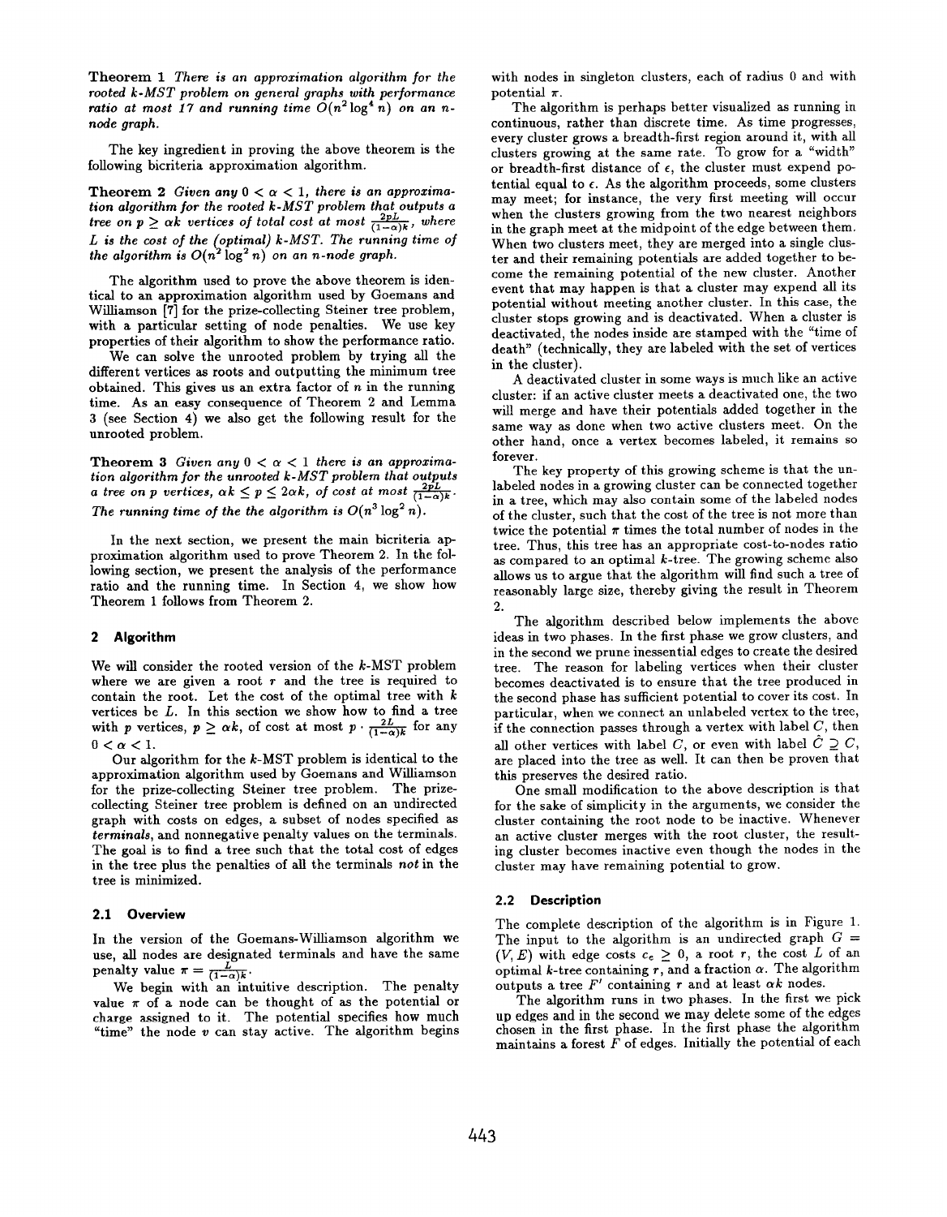**Theorem 1** *There is an approximation algorithm for the rooted k-MST problem on general graphs with performance ratio at most 17 and running time $O(n^2 \log^4 n)$ on an n-node graph.*

The key ingredient in proving the above theorem is the following bicriteria approximation algorithm.

**Theorem 2** *Given any $0 < \alpha < 1$, there is an approximation algorithm for the rooted k-MST problem that outputs a tree on $p \geq \alpha k$ vertices of total cost at most $\frac{2pL}{(1-\alpha)k}$, where L is the cost of the (optimal) k-MST. The running time of the algorithm is $O(n^2 \log^2 n)$ on an n-node graph.*

The algorithm used to prove the above theorem is identical to an approximation algorithm used by Goemans and Williamson [7] for the prize-collecting Steiner tree problem, with a particular setting of node penalties. We use key properties of their algorithm to show the performance ratio.

We can solve the unrooted problem by trying all the different vertices as roots and outputting the minimum tree obtained. This gives us an extra factor of $n$ in the running time. As an easy consequence of Theorem 2 and Lemma 3 (see Section 4) we also get the following result for the unrooted problem.

**Theorem 3** *Given any $0 < \alpha < 1$ there is an approximation algorithm for the unrooted k-MST problem that outputs a tree on p vertices, $\alpha k \leq p \leq 2\alpha k$, of cost at most $\frac{2pL}{(1-\alpha)k}$. The running time of the the algorithm is $O(n^3 \log^2 n)$.*

In the next section, we present the main bicriteria approximation algorithm used to prove Theorem 2. In the following section, we present the analysis of the performance ratio and the running time. In Section 4, we show how Theorem 1 follows from Theorem 2.

## 2 Algorithm

We will consider the rooted version of the $k$-MST problem where we are given a root $r$ and the tree is required to contain the root. Let the cost of the optimal tree with $k$ vertices be $L$. In this section we show how to find a tree with $p$ vertices, $p \geq \alpha k$, of cost at most $p \cdot \frac{2L}{(1-\alpha)k}$ for any $0 < \alpha < 1$.

Our algorithm for the $k$-MST problem is identical to the approximation algorithm used by Goemans and Williamson for the prize-collecting Steiner tree problem. The prize-collecting Steiner tree problem is defined on an undirected graph with costs on edges, a subset of nodes specified as *terminals*, and nonnegative penalty values on the terminals. The goal is to find a tree such that the total cost of edges in the tree plus the penalties of all the terminals *not* in the tree is minimized.

### 2.1 Overview

In the version of the Goemans-Williamson algorithm we use, all nodes are designated terminals and have the same penalty value $\pi = \frac{L}{(1-\alpha)k}$.

We begin with an intuitive description. The penalty value $\pi$ of a node can be thought of as the potential or charge assigned to it. The potential specifies how much "time" the node $v$ can stay active. The algorithm begins with nodes in singleton clusters, each of radius 0 and with potential $\pi$.

The algorithm is perhaps better visualized as running in continuous, rather than discrete time. As time progresses, every cluster grows a breadth-first region around it, with all clusters growing at the same rate. To grow for a "width" or breadth-first distance of $\epsilon$, the cluster must expend potential equal to $\epsilon$. As the algorithm proceeds, some clusters may meet; for instance, the very first meeting will occur when the clusters growing from the two nearest neighbors in the graph meet at the midpoint of the edge between them. When two clusters meet, they are merged into a single cluster and their remaining potentials are added together to become the remaining potential of the new cluster. Another event that may happen is that a cluster may expend all its potential without meeting another cluster. In this case, the cluster stops growing and is deactivated. When a cluster is deactivated, the nodes inside are stamped with the "time of death" (technically, they are labeled with the set of vertices in the cluster).

A deactivated cluster in some ways is much like an active cluster: if an active cluster meets a deactivated one, the two will merge and have their potentials added together in the same way as done when two active clusters meet. On the other hand, once a vertex becomes labeled, it remains so forever.

The key property of this growing scheme is that the unlabeled nodes in a growing cluster can be connected together in a tree, which may also contain some of the labeled nodes of the cluster, such that the cost of the tree is not more than twice the potential $\pi$ times the total number of nodes in the tree. Thus, this tree has an appropriate cost-to-nodes ratio as compared to an optimal $k$-tree. The growing scheme also allows us to argue that the algorithm will find such a tree of reasonably large size, thereby giving the result in Theorem 2.

The algorithm described below implements the above ideas in two phases. In the first phase we grow clusters, and in the second we prune inessential edges to create the desired tree. The reason for labeling vertices when their cluster becomes deactivated is to ensure that the tree produced in the second phase has sufficient potential to cover its cost. In particular, when we connect an unlabeled vertex to the tree, if the connection passes through a vertex with label $C$, then all other vertices with label $C$, or even with label $\hat{C} \supseteq C$, are placed into the tree as well. It can then be proven that this preserves the desired ratio.

One small modification to the above description is that for the sake of simplicity in the arguments, we consider the cluster containing the root node to be inactive. Whenever an active cluster merges with the root cluster, the resulting cluster becomes inactive even though the nodes in the cluster may have remaining potential to grow.

### 2.2 Description

The complete description of the algorithm is in Figure 1. The input to the algorithm is an undirected graph $G = (V, E)$ with edge costs $c_e \geq 0$, a root $r$, the cost $L$ of an optimal $k$-tree containing $r$, and a fraction $\alpha$. The algorithm outputs a tree $F'$ containing $r$ and at least $\alpha k$ nodes.

The algorithm runs in two phases. In the first we pick up edges and in the second we may delete some of the edges chosen in the first phase. In the first phase the algorithm maintains a forest $F$ of edges. Initially the potential of each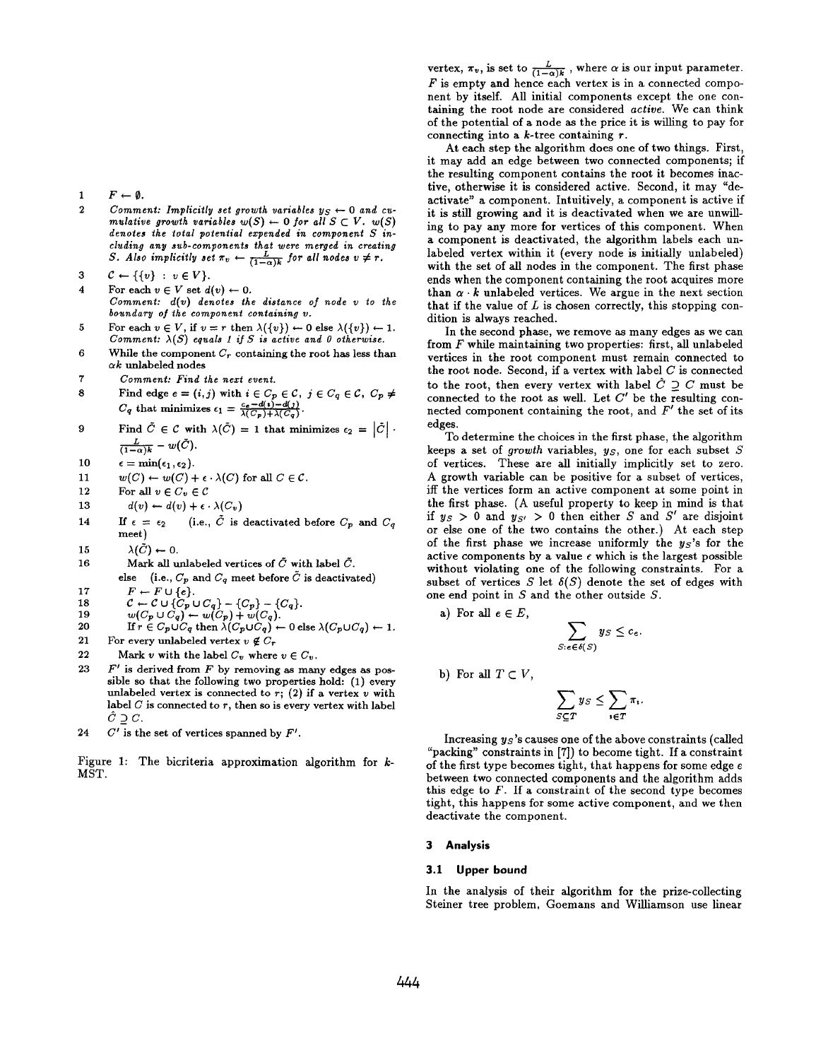```
1   F ← ∅.
2   Comment: Implicitly set growth variables y_S ← 0 and cumulative growth variables w(S) ← 0 for all S ⊂ V. w(S) denotes the total potential expended in component S including any sub-components that were merged in creating S. Also implicitly set π_v ← L/((1−α)k) for all nodes v ≠ r.
3   C ← {{v} : v ∈ V}.
4   For each v ∈ V set d(v) ← 0.
    Comment: d(v) denotes the distance of node v to the boundary of the component containing v.
5   For each v ∈ V, if v = r then λ({v}) ← 0 else λ({v}) ← 1.
    Comment: λ(S) equals 1 if S is active and 0 otherwise.
6   While the component C_r containing the root has less than αk unlabeled nodes
7     Comment: Find the next event.
8     Find edge e = (i,j) with i ∈ C_p ∈ C, j ∈ C_q ∈ C, C_p ≠ C_q that minimizes ε_1 = (c_e − d(i) − d(j)) / (λ(C_p) + λ(C_q)).
9     Find C̃ ∈ C with λ(C̃) = 1 that minimizes ε_2 = |C̃| · L/((1−α)k) − w(C̃).
10    ε = min(ε_1, ε_2).
11    w(C) ← w(C) + ε · λ(C) for all C ∈ C.
12    For all v ∈ C_v ∈ C
13      d(v) ← d(v) + ε · λ(C_v)
14    If ε = ε_2   (i.e., C̃ is deactivated before C_p and C_q meet)
15      λ(C̃) ← 0.
16      Mark all unlabeled vertices of C̃ with label C̃.
      else   (i.e., C_p and C_q meet before C̃ is deactivated)
17      F ← F ∪ {e}.
18      C ← C ∪ {C_p ∪ C_q} − {C_p} − {C_q}.
19      w(C_p ∪ C_q) ← w(C_p) + w(C_q).
20      If r ∈ C_p∪C_q then λ(C_p∪C_q) ← 0 else λ(C_p∪C_q) ← 1.
21  For every unlabeled vertex v ∉ C_r
22    Mark v with the label C_v where v ∈ C_v.
23  F' is derived from F by removing as many edges as possible so that the following two properties hold: (1) every unlabeled vertex is connected to r; (2) if a vertex v with label C is connected to r, then so is every vertex with label Ĉ ⊇ C.
24  C' is the set of vertices spanned by F'.
```

Figure 1: The bicriteria approximation algorithm for $k$-MST.

vertex, $\pi_v$, is set to $\frac{L}{(1-\alpha)k}$, where $\alpha$ is our input parameter. $F$ is empty and hence each vertex is in a connected component by itself. All initial components except the one containing the root node are considered *active*. We can think of the potential of a node as the price it is willing to pay for connecting into a $k$-tree containing $r$.

At each step the algorithm does one of two things. First, it may add an edge between two connected components; if the resulting component contains the root it becomes inactive, otherwise it is considered active. Second, it may "deactivate" a component. Intuitively, a component is active if it is still growing and it is deactivated when we are unwilling to pay any more for vertices of this component. When a component is deactivated, the algorithm labels each unlabeled vertex within it (every node is initially unlabeled) with the set of all nodes in the component. The first phase ends when the component containing the root acquires more than $\alpha \cdot k$ unlabeled vertices. We argue in the next section that if the value of $L$ is chosen correctly, this stopping condition is always reached.

In the second phase, we remove as many edges as we can from $F$ while maintaining two properties: first, all unlabeled vertices in the root component must remain connected to the root node. Second, if a vertex with label $C$ is connected to the root, then every vertex with label $\hat{C} \supseteq C$ must be connected to the root as well. Let $C'$ be the resulting connected component containing the root, and $F'$ the set of its edges.

To determine the choices in the first phase, the algorithm keeps a set of *growth* variables, $y_S$, one for each subset $S$ of vertices. These are all initially implicitly set to zero. A growth variable can be positive for a subset of vertices, iff the vertices form an active component at some point in the first phase. (A useful property to keep in mind is that if $y_S > 0$ and $y_{S'} > 0$ then either $S$ and $S'$ are disjoint or else one of the two contains the other.) At each step of the first phase we increase uniformly the $y_S$'s for the active components by a value $\epsilon$ which is the largest possible without violating one of the following constraints. For a subset of vertices $S$ let $\delta(S)$ denote the set of edges with one end point in $S$ and the other outside $S$.

a) For all $e \in E$,

$$\sum_{S: e \in \delta(S)} y_S \le c_e.$$

b) For all $T \subset V$,

$$\sum_{S \subseteq T} y_S \le \sum_{i \in T} \pi_i.$$

Increasing $y_S$'s causes one of the above constraints (called "packing" constraints in [7]) to become tight. If a constraint of the first type becomes tight, that happens for some edge $e$ between two connected components and the algorithm adds this edge to $F$. If a constraint of the second type becomes tight, this happens for some active component, and we then deactivate the component.

## 3 Analysis

### 3.1 Upper bound

In the analysis of their algorithm for the prize-collecting Steiner tree problem, Goemans and Williamson use linear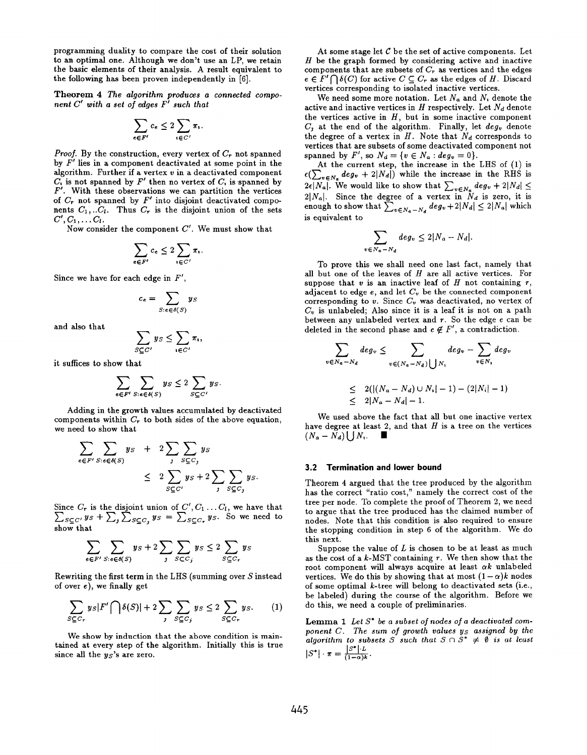programming duality to compare the cost of their solution to an optimal one. Although we don't use an LP, we retain the basic elements of their analysis. A result equivalent to the following has been proven independently in [6].

**Theorem 4** *The algorithm produces a connected component $C'$ with a set of edges $F'$ such that*

$$\sum_{e \in F'} c_e \le 2 \sum_{i \in C'} \pi_i.$$

*Proof.* By the construction, every vertex of $C_r$ not spanned by $F'$ lies in a component deactivated at some point in the algorithm. Further if a vertex $v$ in a deactivated component $C_i$ is not spanned by $F'$ then no vertex of $C_i$ is spanned by $F'$. With these observations we can partition the vertices of $C_r$ not spanned by $F'$ into disjoint deactivated components $C_1, .. C_l$. Thus $C_r$ is the disjoint union of the sets $C', C_1, \ldots C_l$.

Now consider the component $C'$. We must show that

$$\sum_{e \in F'} c_e \le 2 \sum_{i \in C'} \pi_i.$$

Since we have for each edge in $F'$,

$$c_e = \sum_{S: e \in \delta(S)} y_S$$

and also that

$$\sum_{S \subseteq C'} y_S \le \sum_{i \in C'} \pi_i,$$

it suffices to show that

$$\sum_{e \in F'} \sum_{S: e \in \delta(S)} y_S \le 2 \sum_{S \subseteq C'} y_S.$$

Adding in the growth values accumulated by deactivated components within $C_r$ to both sides of the above equation, we need to show that

$$\sum_{e \in F'} \sum_{S: e \in \delta(S)} y_S \; + \; 2 \sum_j \sum_{S \subseteq C_j} y_S \le 2 \sum_{S \subseteq C'} y_S + 2 \sum_j \sum_{S \subseteq C_j} y_S.$$

Since $C_r$ is the disjoint union of $C', C_1 \ldots C_l$, we have that $\sum_{S \subseteq C'} y_S + \sum_j \sum_{S \subseteq C_j} y_S = \sum_{S \subseteq C_r} y_S$. So we need to show that

$$\sum_{e \in F'} \sum_{S: e \in \delta(S)} y_S + 2 \sum_j \sum_{S \subseteq C_j} y_S \le 2 \sum_{S \subseteq C_r} y_S$$

Rewriting the first term in the LHS (summing over $S$ instead of over $e$), we finally get

$$\sum_{S \subseteq C_r} y_S |F' \bigcap \delta(S)| + 2 \sum_j \sum_{S \subseteq C_j} y_S \le 2 \sum_{S \subseteq C_r} y_S. \tag{1}$$

We show by induction that the above condition is maintained at every step of the algorithm. Initially this is true since all the $y_S$'s are zero.

At some stage let $\mathcal{C}$ be the set of active components. Let $H$ be the graph formed by considering active and inactive components that are subsets of $C_r$ as vertices and the edges $e \in F' \bigcap \delta(C)$ for active $C \subseteq C_r$ as the edges of $H$. Discard vertices corresponding to isolated inactive vertices.

We need some more notation. Let $N_a$ and $N_i$ denote the active and inactive vertices in $H$ respectively. Let $N_d$ denote the vertices active in $H$, but in some inactive component $C_j$ at the end of the algorithm. Finally, let $deg_v$ denote the degree of a vertex in $H$. Note that $N_d$ corresponds to vertices that are subsets of some deactivated component not spanned by $F'$, so $N_d = \{v \in N_a : deg_v = 0\}$.

At the current step, the increase in the LHS of (1) is $\epsilon(\sum_{v \in N_a} deg_v + 2|N_d|)$ while the increase in the RHS is $2\epsilon|N_a|$. We would like to show that $\sum_{v \in N_a} deg_v + 2|N_d| \le 2|N_a|$. Since the degree of a vertex in $N_d$ is zero, it is enough to show that $\sum_{v \in N_a - N_d} deg_v + 2|N_d| \le 2|N_a|$ which is equivalent to

$$\sum_{v \in N_a - N_d} deg_v \le 2|N_a - N_d|.$$

To prove this we shall need one last fact, namely that all but one of the leaves of $H$ are all active vertices. For suppose that $v$ is an inactive leaf of $H$ not containing $r$, adjacent to edge $e$, and let $C_v$ be the connected component corresponding to $v$. Since $C_v$ was deactivated, no vertex of $C_v$ is unlabeled; Also since it is a leaf it is not on a path between any unlabeled vertex and $r$. So the edge $e$ can be deleted in the second phase and $e \notin F'$, a contradiction.

$$\begin{aligned}
\sum_{v \in N_a - N_d} deg_v &\le \sum_{v \in (N_a - N_d) \bigcup N_i} deg_v - \sum_{v \in N_i} deg_v \\
&\le 2(|(N_a - N_d) \cup N_i| - 1) - (2|N_i| - 1) \\
&\le 2|N_a - N_d| - 1.
\end{aligned}$$

We used above the fact that all but one inactive vertex have degree at least 2, and that $H$ is a tree on the vertices $(N_a - N_d) \bigcup N_i$. ∎

### 3.2 Termination and lower bound

Theorem 4 argued that the tree produced by the algorithm has the correct "ratio cost," namely the correct cost of the tree per node. To complete the proof of Theorem 2, we need to argue that the tree produced has the claimed number of nodes. Note that this condition is also required to ensure the stopping condition in step 6 of the algorithm. We do this next.

Suppose the value of $L$ is chosen to be at least as much as the cost of a $k$-MST containing $r$. We then show that the root component will always acquire at least $\alpha k$ unlabeled vertices. We do this by showing that at most $(1-\alpha)k$ nodes of some optimal $k$-tree will belong to deactivated sets (i.e., be labeled) during the course of the algorithm. Before we do this, we need a couple of preliminaries.

**Lemma 1** *Let $S^*$ be a subset of nodes of a deactivated component $C$. The sum of growth values $y_S$ assigned by the algorithm to subsets $S$ such that $S \cap S^* \neq \emptyset$ is at least $|S^*| \cdot \pi = \frac{|S^*| \cdot L}{(1-\alpha)k}$.*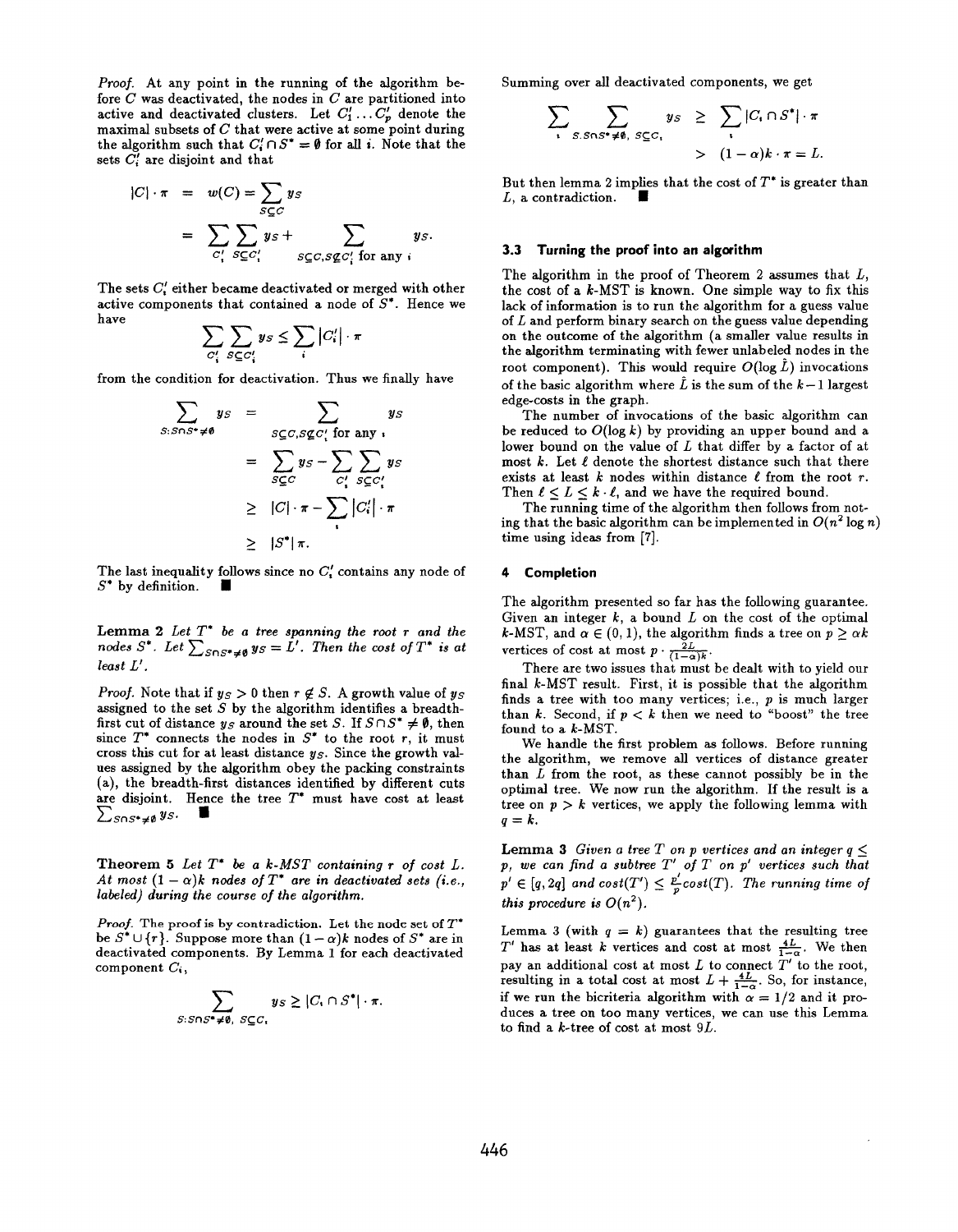*Proof.* At any point in the running of the algorithm before $C$ was deactivated, the nodes in $C$ are partitioned into active and deactivated clusters. Let $C'_1 \ldots C'_p$ denote the maximal subsets of $C$ that were active at some point during the algorithm such that $C'_i \cap S^* = \emptyset$ for all $i$. Note that the sets $C'_i$ are disjoint and that

$$\begin{aligned} |C| \cdot \pi &= w(C) = \sum_{S \subseteq C} y_S \\ &= \sum_{C'_i} \sum_{S \subseteq C'_i} y_S + \sum_{S \subseteq C, S \not\subseteq C'_i \text{ for any } i} y_S. \end{aligned}$$

The sets $C'_i$ either became deactivated or merged with other active components that contained a node of $S^*$. Hence we have

$$\sum_{C'_i} \sum_{S \subseteq C'_i} y_S \leq \sum_i |C'_i| \cdot \pi$$

from the condition for deactivation. Thus we finally have

$$\begin{aligned} \sum_{S: S \cap S^* \neq \emptyset} y_S &= \sum_{S \subseteq C, S \not\subseteq C'_i \text{ for any } i} y_S \\ &= \sum_{S \subseteq C} y_S - \sum_{C'_i} \sum_{S \subseteq C'_i} y_S \\ &\geq |C| \cdot \pi - \sum_i |C'_i| \cdot \pi \\ &\geq |S^*| \pi. \end{aligned}$$

The last inequality follows since no $C'_i$ contains any node of $S^*$ by definition. ∎

**Lemma 2** *Let $T^*$ be a tree spanning the root $r$ and the nodes $S^*$. Let $\sum_{S \cap S^* \neq \emptyset} y_S = L'$. Then the cost of $T^*$ is at least $L'$.*

*Proof.* Note that if $y_S > 0$ then $r \notin S$. A growth value of $y_S$ assigned to the set $S$ by the algorithm identifies a breadth-first cut of distance $y_S$ around the set $S$. If $S \cap S^* \neq \emptyset$, then since $T^*$ connects the nodes in $S^*$ to the root $r$, it must cross this cut for at least distance $y_S$. Since the growth values assigned by the algorithm obey the packing constraints (a), the breadth-first distances identified by different cuts are disjoint. Hence the tree $T^*$ must have cost at least $\sum_{S \cap S^* \neq \emptyset} y_S$. ∎

**Theorem 5** *Let $T^*$ be a $k$-MST containing $r$ of cost $L$. At most $(1-\alpha)k$ nodes of $T^*$ are in deactivated sets (i.e., labeled) during the course of the algorithm.*

*Proof.* The proof is by contradiction. Let the node set of $T^*$ be $S^* \cup \{r\}$. Suppose more than $(1-\alpha)k$ nodes of $S^*$ are in deactivated components. By Lemma 1 for each deactivated component $C_i$,

$$\sum_{S: S \cap S^* \neq \emptyset,\ S \subseteq C_i} y_S \geq |C_i \cap S^*| \cdot \pi.$$

Summing over all deactivated components, we get

$$\begin{aligned} \sum_i \sum_{S: S \cap S^* \neq \emptyset,\ S \subseteq C_i} y_S &\geq \sum_i |C_i \cap S^*| \cdot \pi \\ &> (1-\alpha)k \cdot \pi = L. \end{aligned}$$

But then lemma 2 implies that the cost of $T^*$ is greater than $L$, a contradiction. ∎

### 3.3 Turning the proof into an algorithm

The algorithm in the proof of Theorem 2 assumes that $L$, the cost of a $k$-MST is known. One simple way to fix this lack of information is to run the algorithm for a guess value of $L$ and perform binary search on the guess value depending on the outcome of the algorithm (a smaller value results in the algorithm terminating with fewer unlabeled nodes in the root component). This would require $O(\log \hat{L})$ invocations of the basic algorithm where $\hat{L}$ is the sum of the $k-1$ largest edge-costs in the graph.

The number of invocations of the basic algorithm can be reduced to $O(\log k)$ by providing an upper bound and a lower bound on the value of $L$ that differ by a factor of at most $k$. Let $\ell$ denote the shortest distance such that there exists at least $k$ nodes within distance $\ell$ from the root $r$. Then $\ell \leq L \leq k \cdot \ell$, and we have the required bound.

The running time of the algorithm then follows from noting that the basic algorithm can be implemented in $O(n^2 \log n)$ time using ideas from [7].

## 4 Completion

The algorithm presented so far has the following guarantee. Given an integer $k$, a bound $L$ on the cost of the optimal $k$-MST, and $\alpha \in (0,1)$, the algorithm finds a tree on $p \geq \alpha k$ vertices of cost at most $p \cdot \frac{2L}{(1-\alpha)k}$.

There are two issues that must be dealt with to yield our final $k$-MST result. First, it is possible that the algorithm finds a tree with too many vertices; i.e., $p$ is much larger than $k$. Second, if $p < k$ then we need to "boost" the tree found to a $k$-MST.

We handle the first problem as follows. Before running the algorithm, we remove all vertices of distance greater than $L$ from the root, as these cannot possibly be in the optimal tree. We now run the algorithm. If the result is a tree on $p > k$ vertices, we apply the following lemma with $q = k$.

**Lemma 3** *Given a tree $T$ on $p$ vertices and an integer $q \leq p$, we can find a subtree $T'$ of $T$ on $p'$ vertices such that $p' \in [q, 2q]$ and $cost(T') \leq \frac{p'}{p} cost(T)$. The running time of this procedure is $O(n^2)$.*

Lemma 3 (with $q = k$) guarantees that the resulting tree $T'$ has at least $k$ vertices and cost at most $\frac{4L}{1-\alpha}$. We then pay an additional cost at most $L$ to connect $T'$ to the root, resulting in a total cost at most $L + \frac{4L}{1-\alpha}$. So, for instance, if we run the bicriteria algorithm with $\alpha = 1/2$ and it produces a tree on too many vertices, we can use this Lemma to find a $k$-tree of cost at most $9L$.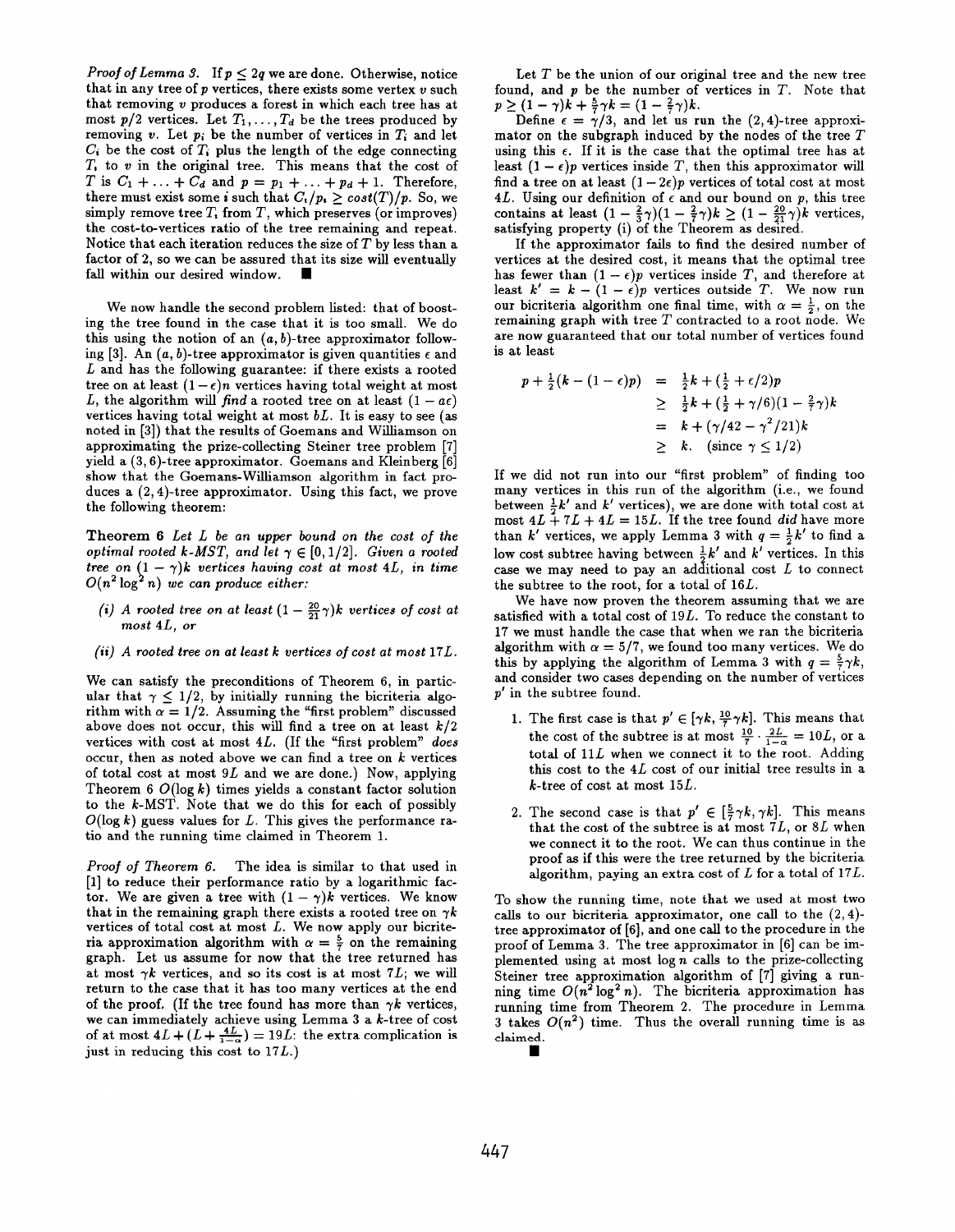*Proof of Lemma 3.* If $p \leq 2q$ we are done. Otherwise, notice that in any tree of $p$ vertices, there exists some vertex $v$ such that removing $v$ produces a forest in which each tree has at most $p/2$ vertices. Let $T_1, \ldots, T_d$ be the trees produced by removing $v$. Let $p_i$ be the number of vertices in $T_i$ and let $C_i$ be the cost of $T_i$ plus the length of the edge connecting $T_i$ to $v$ in the original tree. This means that the cost of $T$ is $C_1 + \ldots + C_d$ and $p = p_1 + \ldots + p_d + 1$. Therefore, there must exist some $i$ such that $C_i/p_i \geq cost(T)/p$. So, we simply remove tree $T_i$ from $T$, which preserves (or improves) the cost-to-vertices ratio of the tree remaining and repeat. Notice that each iteration reduces the size of $T$ by less than a factor of 2, so we can be assured that its size will eventually fall within our desired window. ∎

We now handle the second problem listed: that of boosting the tree found in the case that it is too small. We do this using the notion of an $(a, b)$-tree approximator following [3]. An $(a, b)$-tree approximator is given quantities $\epsilon$ and $L$ and has the following guarantee: if there exists a rooted tree on at least $(1-\epsilon)n$ vertices having total weight at most $L$, the algorithm will *find* a rooted tree on at least $(1 - a\epsilon)$ vertices having total weight at most $bL$. It is easy to see (as noted in [3]) that the results of Goemans and Williamson on approximating the prize-collecting Steiner tree problem [7] yield a $(3, 6)$-tree approximator. Goemans and Kleinberg [6] show that the Goemans-Williamson algorithm in fact produces a $(2, 4)$-tree approximator. Using this fact, we prove the following theorem:

**Theorem 6** *Let $L$ be an upper bound on the cost of the optimal rooted k-MST, and let $\gamma \in [0, 1/2]$. Given a rooted tree on $(1-\gamma)k$ vertices having cost at most $4L$, in time $O(n^2 \log^2 n)$ we can produce either:*

*(i) A rooted tree on at least $(1 - \frac{20}{21}\gamma)k$ vertices of cost at most $4L$, or*

*(ii) A rooted tree on at least $k$ vertices of cost at most $17L$.*

We can satisfy the preconditions of Theorem 6, in particular that $\gamma \leq 1/2$, by initially running the bicriteria algorithm with $\alpha = 1/2$. Assuming the "first problem" discussed above does not occur, this will find a tree on at least $k/2$ vertices with cost at most $4L$. (If the "first problem" *does* occur, then as noted above we can find a tree on $k$ vertices of total cost at most $9L$ and we are done.) Now, applying Theorem 6 $O(\log k)$ times yields a constant factor solution to the $k$-MST. Note that we do this for each of possibly $O(\log k)$ guess values for $L$. This gives the performance ratio and the running time claimed in Theorem 1.

*Proof of Theorem 6.* The idea is similar to that used in [1] to reduce their performance ratio by a logarithmic factor. We are given a tree with $(1-\gamma)k$ vertices. We know that in the remaining graph there exists a rooted tree on $\gamma k$ vertices of total cost at most $L$. We now apply our bicriteria approximation algorithm with $\alpha = \frac{5}{7}$ on the remaining graph. Let us assume for now that the tree returned has at most $\gamma k$ vertices, and so its cost is at most $7L$; we will return to the case that it has too many vertices at the end of the proof. (If the tree found has more than $\gamma k$ vertices, we can immediately achieve using Lemma 3 a $k$-tree of cost of at most $4L + (L + \frac{4L}{1-\alpha}) = 19L$: the extra complication is just in reducing this cost to $17L$.)

Let $T$ be the union of our original tree and the new tree found, and $p$ be the number of vertices in $T$. Note that $p \geq (1-\gamma)k + \frac{5}{7}\gamma k = (1 - \frac{2}{7}\gamma)k$.

Define $\epsilon = \gamma/3$, and let us run the $(2, 4)$-tree approximator on the subgraph induced by the nodes of the tree $T$ using this $\epsilon$. If it is the case that the optimal tree has at least $(1-\epsilon)p$ vertices inside $T$, then this approximator will find a tree on at least $(1-2\epsilon)p$ vertices of total cost at most $4L$. Using our definition of $\epsilon$ and our bound on $p$, this tree contains at least $(1 - \frac{2}{3}\gamma)(1 - \frac{2}{7}\gamma)k \geq (1 - \frac{20}{21}\gamma)k$ vertices, satisfying property (i) of the Theorem as desired.

If the approximator fails to find the desired number of vertices at the desired cost, it means that the optimal tree has fewer than $(1-\epsilon)p$ vertices inside $T$, and therefore at least $k' = k - (1-\epsilon)p$ vertices outside $T$. We now run our bicriteria algorithm one final time, with $\alpha = \frac{1}{2}$, on the remaining graph with tree $T$ contracted to a root node. We are now guaranteed that our total number of vertices found is at least

$$
\begin{aligned}
p + \tfrac{1}{2}(k - (1-\epsilon)p) &= \tfrac{1}{2}k + (\tfrac{1}{2} + \epsilon/2)p \\
&\geq \tfrac{1}{2}k + (\tfrac{1}{2} + \gamma/6)(1 - \tfrac{2}{7}\gamma)k \\
&= k + (\gamma/42 - \gamma^2/21)k \\
&\geq k. \quad (\text{since } \gamma \leq 1/2)
\end{aligned}
$$

If we did not run into our "first problem" of finding too many vertices in this run of the algorithm (i.e., we found between $\frac{1}{2}k'$ and $k'$ vertices), we are done with total cost at most $4L + 7L + 4L = 15L$. If the tree found *did* have more than $k'$ vertices, we apply Lemma 3 with $q = \frac{1}{2}k'$ to find a low cost subtree having between $\frac{1}{2}k'$ and $k'$ vertices. In this case we may need to pay an additional cost $L$ to connect the subtree to the root, for a total of $16L$.

We have now proven the theorem assuming that we are satisfied with a total cost of $19L$. To reduce the constant to 17 we must handle the case that when we ran the bicriteria algorithm with $\alpha = 5/7$, we found too many vertices. We do this by applying the algorithm of Lemma 3 with $q = \frac{5}{7}\gamma k$, and consider two cases depending on the number of vertices $p'$ in the subtree found.

1. The first case is that $p' \in [\gamma k, \frac{10}{7}\gamma k]$. This means that the cost of the subtree is at most $\frac{10}{7} \cdot \frac{2L}{1-\alpha} = 10L$, or a total of $11L$ when we connect it to the root. Adding this cost to the $4L$ cost of our initial tree results in a $k$-tree of cost at most $15L$.

2. The second case is that $p' \in [\frac{5}{7}\gamma k, \gamma k]$. This means that the cost of the subtree is at most $7L$, or $8L$ when we connect it to the root. We can thus continue in the proof as if this were the tree returned by the bicriteria algorithm, paying an extra cost of $L$ for a total of $17L$.

To show the running time, note that we used at most two calls to our bicriteria approximator, one call to the $(2, 4)$-tree approximator of [6], and one call to the procedure in the proof of Lemma 3. The tree approximator in [6] can be implemented using at most $\log n$ calls to the prize-collecting Steiner tree approximation algorithm of [7] giving a running time $O(n^2 \log^2 n)$. The bicriteria approximation has running time from Theorem 2. The procedure in Lemma 3 takes $O(n^2)$ time. Thus the overall running time is as claimed.

∎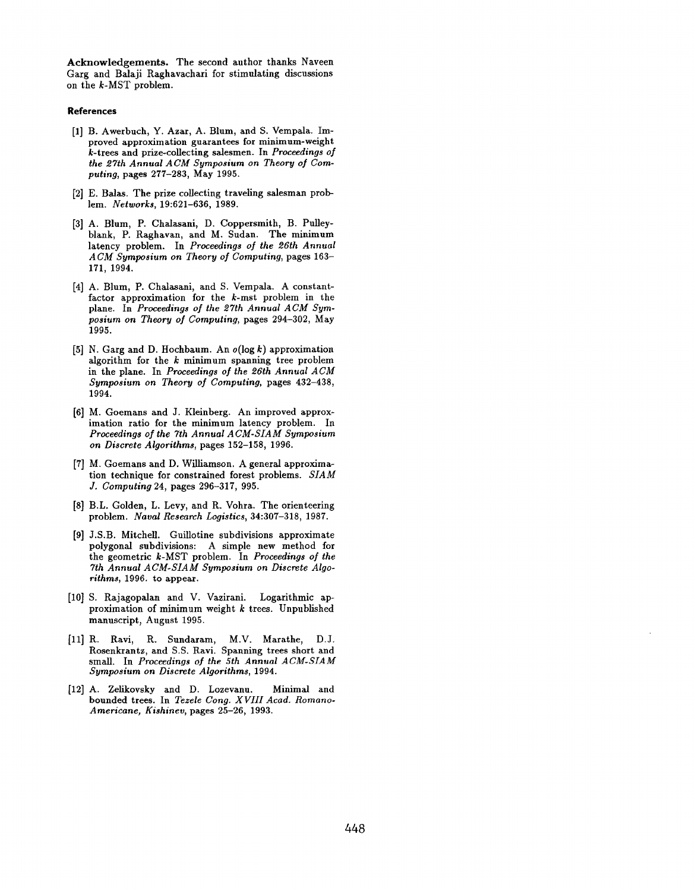**Acknowledgements.** The second author thanks Naveen Garg and Balaji Raghavachari for stimulating discussions on the $k$-MST problem.

## References

[1] B. Awerbuch, Y. Azar, A. Blum, and S. Vempala. Improved approximation guarantees for minimum-weight $k$-trees and prize-collecting salesmen. In *Proceedings of the 27th Annual ACM Symposium on Theory of Computing*, pages 277–283, May 1995.

[2] E. Balas. The prize collecting traveling salesman problem. *Networks*, 19:621–636, 1989.

[3] A. Blum, P. Chalasani, D. Coppersmith, B. Pulleyblank, P. Raghavan, and M. Sudan. The minimum latency problem. In *Proceedings of the 26th Annual ACM Symposium on Theory of Computing*, pages 163–171, 1994.

[4] A. Blum, P. Chalasani, and S. Vempala. A constant-factor approximation for the $k$-mst problem in the plane. In *Proceedings of the 27th Annual ACM Symposium on Theory of Computing*, pages 294–302, May 1995.

[5] N. Garg and D. Hochbaum. An $o(\log k)$ approximation algorithm for the $k$ minimum spanning tree problem in the plane. In *Proceedings of the 26th Annual ACM Symposium on Theory of Computing*, pages 432–438, 1994.

[6] M. Goemans and J. Kleinberg. An improved approximation ratio for the minimum latency problem. In *Proceedings of the 7th Annual ACM-SIAM Symposium on Discrete Algorithms*, pages 152–158, 1996.

[7] M. Goemans and D. Williamson. A general approximation technique for constrained forest problems. *SIAM J. Computing* 24, pages 296–317, 995.

[8] B.L. Golden, L. Levy, and R. Vohra. The orienteering problem. *Naval Research Logistics*, 34:307–318, 1987.

[9] J.S.B. Mitchell. Guillotine subdivisions approximate polygonal subdivisions: A simple new method for the geometric $k$-MST problem. In *Proceedings of the 7th Annual ACM-SIAM Symposium on Discrete Algorithms*, 1996. to appear.

[10] S. Rajagopalan and V. Vazirani. Logarithmic approximation of minimum weight $k$ trees. Unpublished manuscript, August 1995.

[11] R. Ravi, R. Sundaram, M.V. Marathe, D.J. Rosenkrantz, and S.S. Ravi. Spanning trees short and small. In *Proceedings of the 5th Annual ACM-SIAM Symposium on Discrete Algorithms*, 1994.

[12] A. Zelikovsky and D. Lozevanu. Minimal and bounded trees. In *Tezele Cong. XVIII Acad. Romano-Americane, Kishinev*, pages 25–26, 1993.